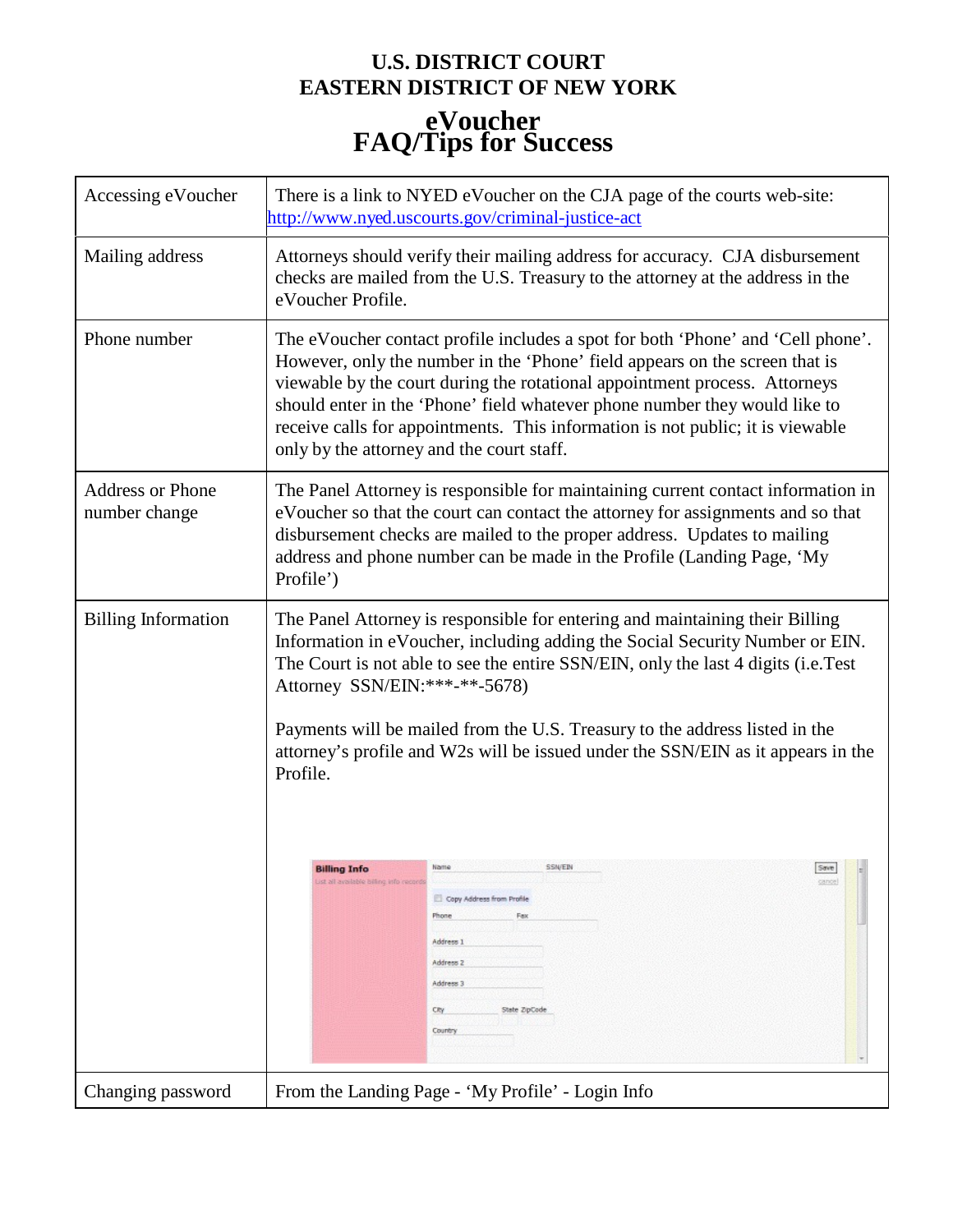# U.S. DISTRICT COURT
# EASTERN DISTRICT OF NEW YORK

## eVoucher
## FAQ/Tips for Success

| | |
|---|---|
| Accessing eVoucher | There is a link to NYED eVoucher on the CJA page of the courts web-site: http://www.nyed.uscourts.gov/criminal-justice-act |
| Mailing address | Attorneys should verify their mailing address for accuracy. CJA disbursement checks are mailed from the U.S. Treasury to the attorney at the address in the eVoucher Profile. |
| Phone number | The eVoucher contact profile includes a spot for both 'Phone' and 'Cell phone'. However, only the number in the 'Phone' field appears on the screen that is viewable by the court during the rotational appointment process. Attorneys should enter in the 'Phone' field whatever phone number they would like to receive calls for appointments. This information is not public; it is viewable only by the attorney and the court staff. |
| Address or Phone number change | The Panel Attorney is responsible for maintaining current contact information in eVoucher so that the court can contact the attorney for assignments and so that disbursement checks are mailed to the proper address. Updates to mailing address and phone number can be made in the Profile (Landing Page, 'My Profile') |
| Billing Information | The Panel Attorney is responsible for entering and maintaining their Billing Information in eVoucher, including adding the Social Security Number or EIN. The Court is not able to see the entire SSN/EIN, only the last 4 digits (i.e.Test Attorney SSN/EIN:\*\*\*-\*\*-5678)<br><br>Payments will be mailed from the U.S. Treasury to the address listed in the attorney's profile and W2s will be issued under the SSN/EIN as it appears in the Profile. |
| Changing password | From the Landing Page - 'My Profile' - Login Info |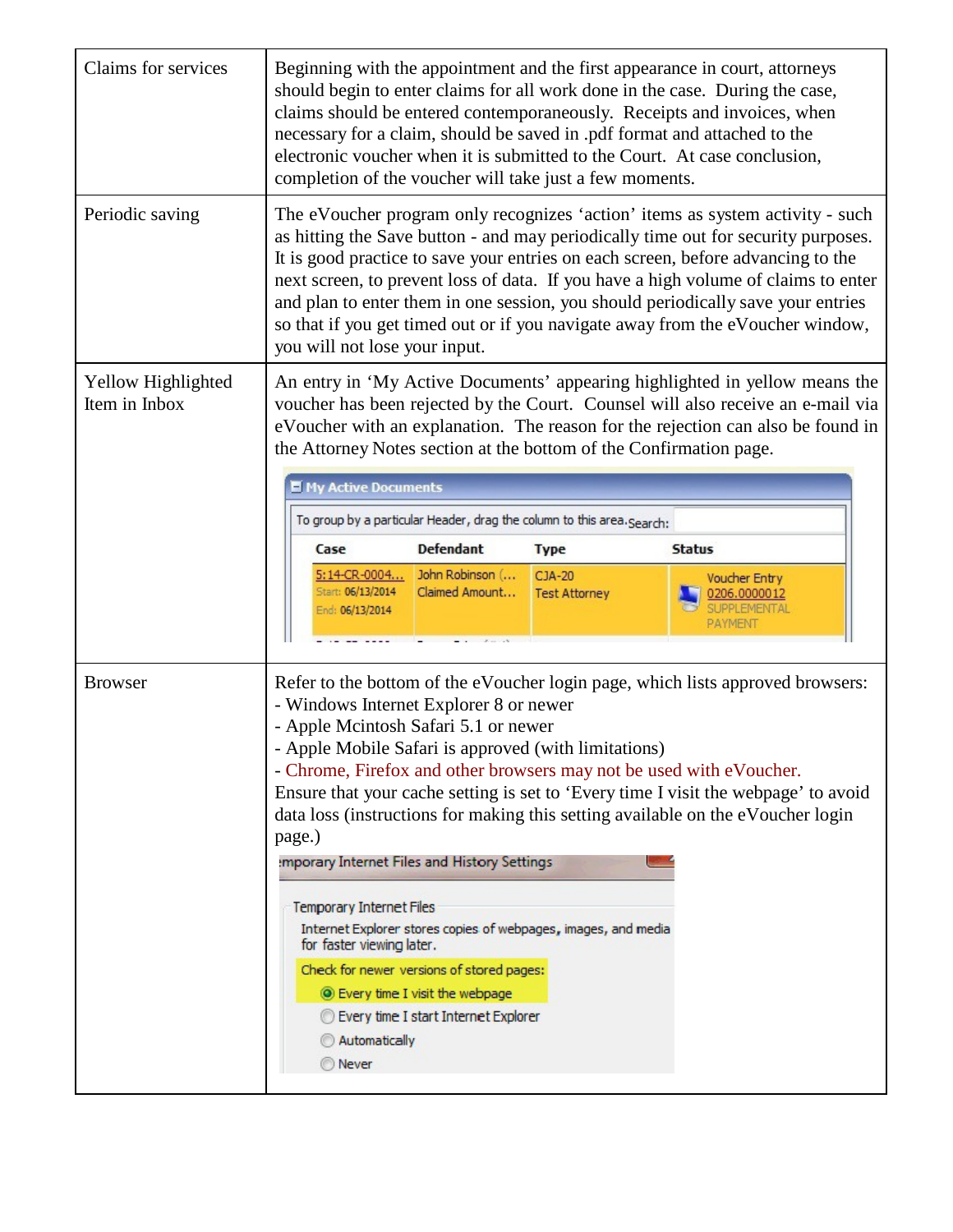| | |
|---|---|
| Claims for services | Beginning with the appointment and the first appearance in court, attorneys should begin to enter claims for all work done in the case. During the case, claims should be entered contemporaneously. Receipts and invoices, when necessary for a claim, should be saved in .pdf format and attached to the electronic voucher when it is submitted to the Court. At case conclusion, completion of the voucher will take just a few moments. |
| Periodic saving | The eVoucher program only recognizes 'action' items as system activity - such as hitting the Save button - and may periodically time out for security purposes. It is good practice to save your entries on each screen, before advancing to the next screen, to prevent loss of data. If you have a high volume of claims to enter and plan to enter them in one session, you should periodically save your entries so that if you get timed out or if you navigate away from the eVoucher window, you will not lose your input. |
| Yellow Highlighted Item in Inbox | An entry in 'My Active Documents' appearing highlighted in yellow means the voucher has been rejected by the Court. Counsel will also receive an e-mail via eVoucher with an explanation. The reason for the rejection can also be found in the Attorney Notes section at the bottom of the Confirmation page. |
| Browser | Refer to the bottom of the eVoucher login page, which lists approved browsers:<br>- Windows Internet Explorer 8 or newer<br>- Apple Mcintosh Safari 5.1 or newer<br>- Apple Mobile Safari is approved (with limitations)<br>- Chrome, Firefox and other browsers may not be used with eVoucher.<br>Ensure that your cache setting is set to 'Every time I visit the webpage' to avoid data loss (instructions for making this setting available on the eVoucher login page.) |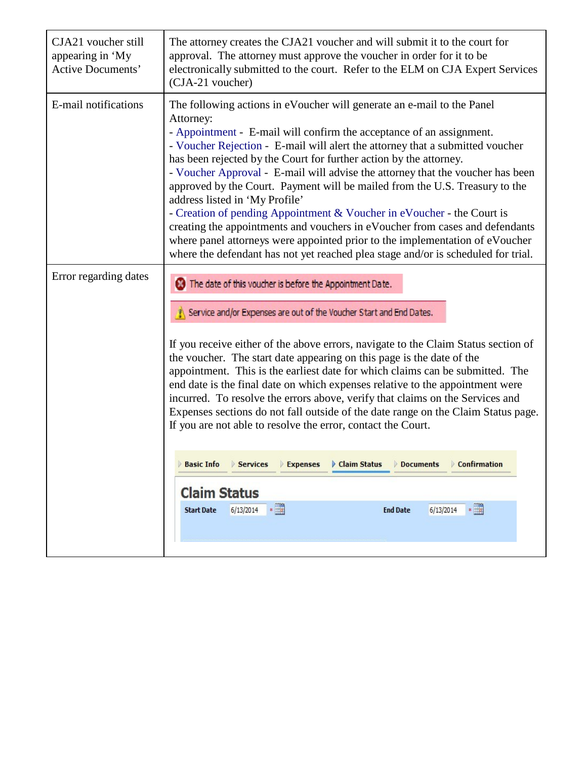| | |
|---|---|
| CJA21 voucher still appearing in 'My Active Documents' | The attorney creates the CJA21 voucher and will submit it to the court for approval. The attorney must approve the voucher in order for it to be electronically submitted to the court. Refer to the ELM on CJA Expert Services (CJA-21 voucher) |
| E-mail notifications | The following actions in eVoucher will generate an e-mail to the Panel Attorney:<br>- Appointment - E-mail will confirm the acceptance of an assignment.<br>- Voucher Rejection - E-mail will alert the attorney that a submitted voucher has been rejected by the Court for further action by the attorney.<br>- Voucher Approval - E-mail will advise the attorney that the voucher has been approved by the Court. Payment will be mailed from the U.S. Treasury to the address listed in 'My Profile'<br>- Creation of pending Appointment & Voucher in eVoucher - the Court is creating the appointments and vouchers in eVoucher from cases and defendants where panel attorneys were appointed prior to the implementation of eVoucher where the defendant has not yet reached plea stage and/or is scheduled for trial. |
| Error regarding dates | The date of this voucher is before the Appointment Date.<br><br>Service and/or Expenses are out of the Voucher Start and End Dates.<br><br>If you receive either of the above errors, navigate to the Claim Status section of the voucher. The start date appearing on this page is the date of the appointment. This is the earliest date for which claims can be submitted. The end date is the final date on which expenses relative to the appointment were incurred. To resolve the errors above, verify that claims on the Services and Expenses sections do not fall outside of the date range on the Claim Status page. If you are not able to resolve the error, contact the Court.<br><br>Basic Info \| Services \| Expenses \| Claim Status \| Documents \| Confirmation<br>**Claim Status**<br>Start Date 6/13/2014 End Date 6/13/2014 |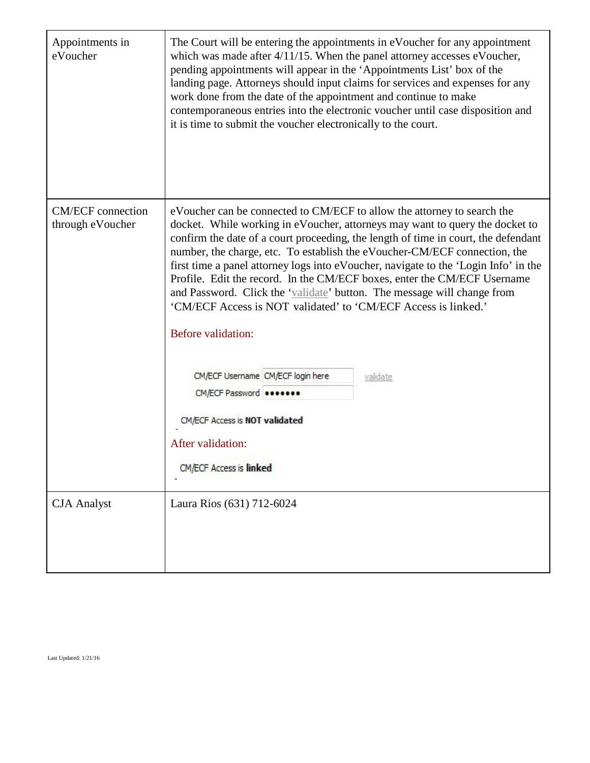| | |
|---|---|
| Appointments in eVoucher | The Court will be entering the appointments in eVoucher for any appointment which was made after 4/11/15. When the panel attorney accesses eVoucher, pending appointments will appear in the 'Appointments List' box of the landing page. Attorneys should input claims for services and expenses for any work done from the date of the appointment and continue to make contemporaneous entries into the electronic voucher until case disposition and it is time to submit the voucher electronically to the court. |
| CM/ECF connection through eVoucher | eVoucher can be connected to CM/ECF to allow the attorney to search the docket. While working in eVoucher, attorneys may want to query the docket to confirm the date of a court proceeding, the length of time in court, the defendant number, the charge, etc. To establish the eVoucher-CM/ECF connection, the first time a panel attorney logs into eVoucher, navigate to the 'Login Info' in the Profile. Edit the record. In the CM/ECF boxes, enter the CM/ECF Username and Password. Click the 'validate' button. The message will change from 'CM/ECF Access is NOT validated' to 'CM/ECF Access is linked.'<br><br>Before validation:<br><br>CM/ECF Username CM/ECF login here validate<br>CM/ECF Password •••••••<br><br>CM/ECF Access is **NOT validated**<br><br>After validation:<br><br>CM/ECF Access is **linked** |
| CJA Analyst | Laura Rios (631) 712-6024 |

Last Updated: 1/21/16